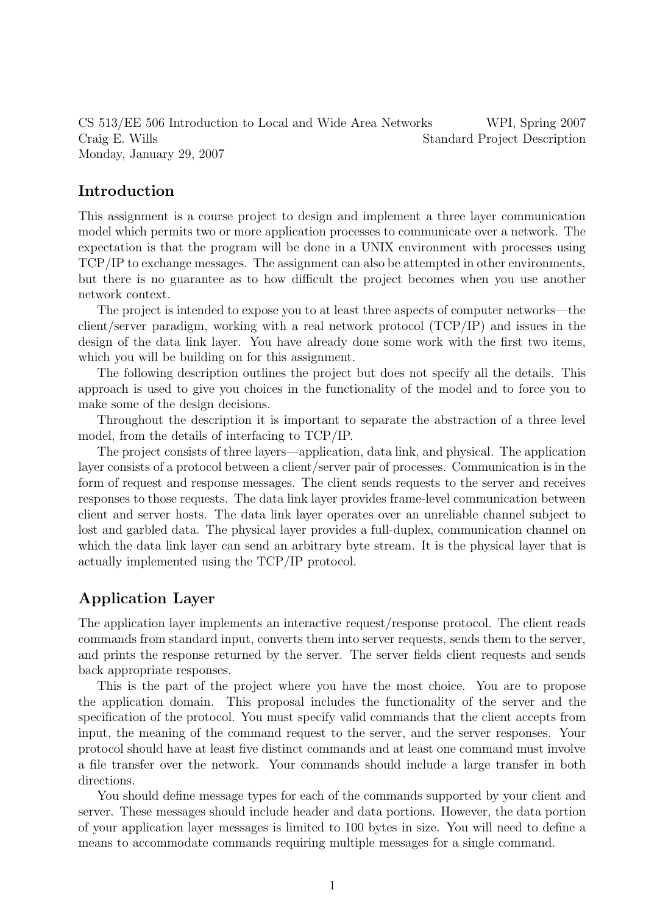CS 513/EE 506 Introduction to Local and Wide Area Networks  WPI, Spring 2007
Craig E. Wills  Standard Project Description
Monday, January 29, 2007

## Introduction

This assignment is a course project to design and implement a three layer communication model which permits two or more application processes to communicate over a network. The expectation is that the program will be done in a UNIX environment with processes using TCP/IP to exchange messages. The assignment can also be attempted in other environments, but there is no guarantee as to how difficult the project becomes when you use another network context.

The project is intended to expose you to at least three aspects of computer networks—the client/server paradigm, working with a real network protocol (TCP/IP) and issues in the design of the data link layer. You have already done some work with the first two items, which you will be building on for this assignment.

The following description outlines the project but does not specify all the details. This approach is used to give you choices in the functionality of the model and to force you to make some of the design decisions.

Throughout the description it is important to separate the abstraction of a three level model, from the details of interfacing to TCP/IP.

The project consists of three layers—application, data link, and physical. The application layer consists of a protocol between a client/server pair of processes. Communication is in the form of request and response messages. The client sends requests to the server and receives responses to those requests. The data link layer provides frame-level communication between client and server hosts. The data link layer operates over an unreliable channel subject to lost and garbled data. The physical layer provides a full-duplex, communication channel on which the data link layer can send an arbitrary byte stream. It is the physical layer that is actually implemented using the TCP/IP protocol.

## Application Layer

The application layer implements an interactive request/response protocol. The client reads commands from standard input, converts them into server requests, sends them to the server, and prints the response returned by the server. The server fields client requests and sends back appropriate responses.

This is the part of the project where you have the most choice. You are to propose the application domain. This proposal includes the functionality of the server and the specification of the protocol. You must specify valid commands that the client accepts from input, the meaning of the command request to the server, and the server responses. Your protocol should have at least five distinct commands and at least one command must involve a file transfer over the network. Your commands should include a large transfer in both directions.

You should define message types for each of the commands supported by your client and server. These messages should include header and data portions. However, the data portion of your application layer messages is limited to 100 bytes in size. You will need to define a means to accommodate commands requiring multiple messages for a single command.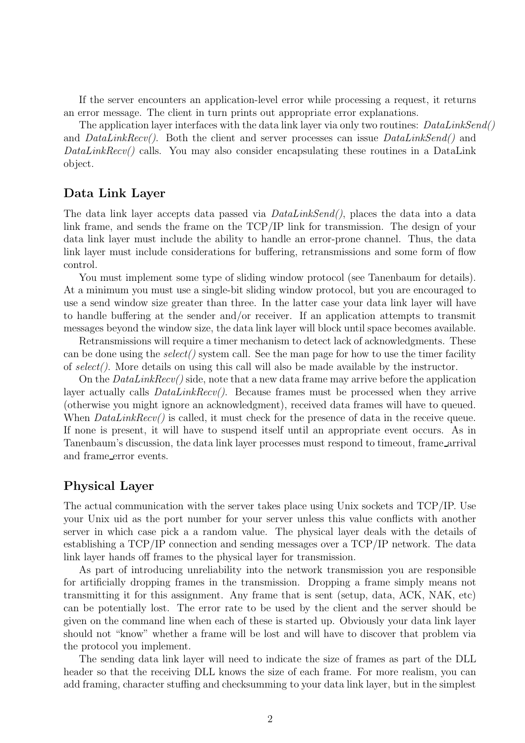If the server encounters an application-level error while processing a request, it returns an error message. The client in turn prints out appropriate error explanations.

The application layer interfaces with the data link layer via only two routines: *DataLinkSend()* and *DataLinkRecv()*. Both the client and server processes can issue *DataLinkSend()* and *DataLinkRecv()* calls. You may also consider encapsulating these routines in a DataLink object.

## Data Link Layer

The data link layer accepts data passed via *DataLinkSend()*, places the data into a data link frame, and sends the frame on the TCP/IP link for transmission. The design of your data link layer must include the ability to handle an error-prone channel. Thus, the data link layer must include considerations for buffering, retransmissions and some form of flow control.

You must implement some type of sliding window protocol (see Tanenbaum for details). At a minimum you must use a single-bit sliding window protocol, but you are encouraged to use a send window size greater than three. In the latter case your data link layer will have to handle buffering at the sender and/or receiver. If an application attempts to transmit messages beyond the window size, the data link layer will block until space becomes available.

Retransmissions will require a timer mechanism to detect lack of acknowledgments. These can be done using the *select()* system call. See the man page for how to use the timer facility of *select()*. More details on using this call will also be made available by the instructor.

On the *DataLinkRecv()* side, note that a new data frame may arrive before the application layer actually calls *DataLinkRecv()*. Because frames must be processed when they arrive (otherwise you might ignore an acknowledgment), received data frames will have to queued. When *DataLinkRecv()* is called, it must check for the presence of data in the receive queue. If none is present, it will have to suspend itself until an appropriate event occurs. As in Tanenbaum's discussion, the data link layer processes must respond to timeout, frame_arrival and frame_error events.

## Physical Layer

The actual communication with the server takes place using Unix sockets and TCP/IP. Use your Unix uid as the port number for your server unless this value conflicts with another server in which case pick a a random value. The physical layer deals with the details of establishing a TCP/IP connection and sending messages over a TCP/IP network. The data link layer hands off frames to the physical layer for transmission.

As part of introducing unreliability into the network transmission you are responsible for artificially dropping frames in the transmission. Dropping a frame simply means not transmitting it for this assignment. Any frame that is sent (setup, data, ACK, NAK, etc) can be potentially lost. The error rate to be used by the client and the server should be given on the command line when each of these is started up. Obviously your data link layer should not "know" whether a frame will be lost and will have to discover that problem via the protocol you implement.

The sending data link layer will need to indicate the size of frames as part of the DLL header so that the receiving DLL knows the size of each frame. For more realism, you can add framing, character stuffing and checksumming to your data link layer, but in the simplest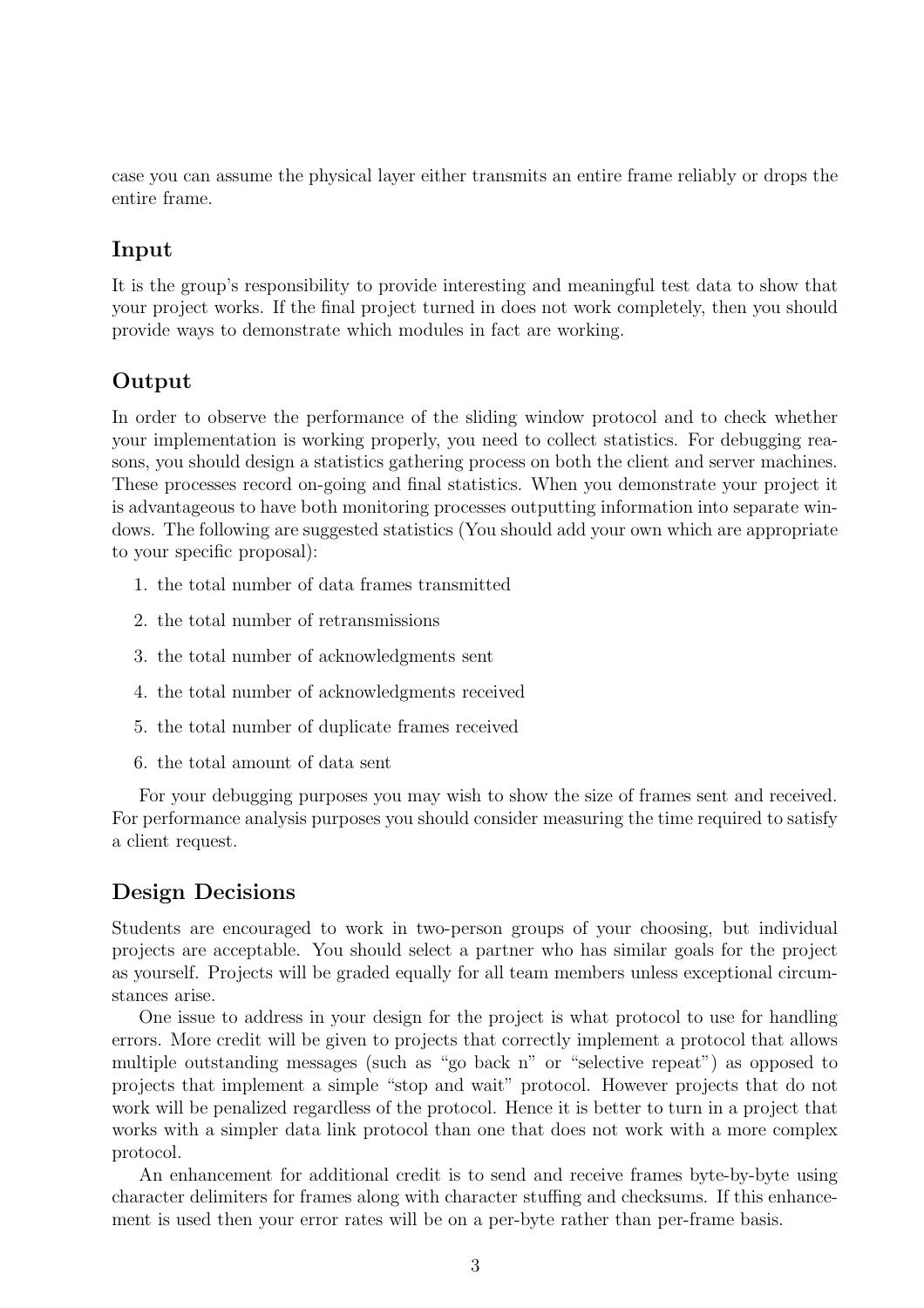case you can assume the physical layer either transmits an entire frame reliably or drops the entire frame.

## Input

It is the group's responsibility to provide interesting and meaningful test data to show that your project works. If the final project turned in does not work completely, then you should provide ways to demonstrate which modules in fact are working.

## Output

In order to observe the performance of the sliding window protocol and to check whether your implementation is working properly, you need to collect statistics. For debugging reasons, you should design a statistics gathering process on both the client and server machines. These processes record on-going and final statistics. When you demonstrate your project it is advantageous to have both monitoring processes outputting information into separate windows. The following are suggested statistics (You should add your own which are appropriate to your specific proposal):

1. the total number of data frames transmitted
2. the total number of retransmissions
3. the total number of acknowledgments sent
4. the total number of acknowledgments received
5. the total number of duplicate frames received
6. the total amount of data sent

For your debugging purposes you may wish to show the size of frames sent and received. For performance analysis purposes you should consider measuring the time required to satisfy a client request.

## Design Decisions

Students are encouraged to work in two-person groups of your choosing, but individual projects are acceptable. You should select a partner who has similar goals for the project as yourself. Projects will be graded equally for all team members unless exceptional circumstances arise.

One issue to address in your design for the project is what protocol to use for handling errors. More credit will be given to projects that correctly implement a protocol that allows multiple outstanding messages (such as "go back n" or "selective repeat") as opposed to projects that implement a simple "stop and wait" protocol. However projects that do not work will be penalized regardless of the protocol. Hence it is better to turn in a project that works with a simpler data link protocol than one that does not work with a more complex protocol.

An enhancement for additional credit is to send and receive frames byte-by-byte using character delimiters for frames along with character stuffing and checksums. If this enhancement is used then your error rates will be on a per-byte rather than per-frame basis.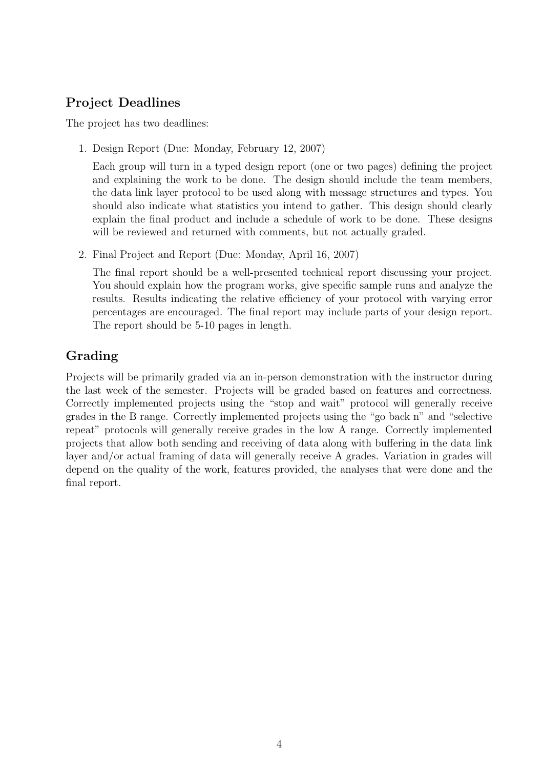## Project Deadlines

The project has two deadlines:

1. Design Report (Due: Monday, February 12, 2007)

   Each group will turn in a typed design report (one or two pages) defining the project and explaining the work to be done. The design should include the team members, the data link layer protocol to be used along with message structures and types. You should also indicate what statistics you intend to gather. This design should clearly explain the final product and include a schedule of work to be done. These designs will be reviewed and returned with comments, but not actually graded.

2. Final Project and Report (Due: Monday, April 16, 2007)

   The final report should be a well-presented technical report discussing your project. You should explain how the program works, give specific sample runs and analyze the results. Results indicating the relative efficiency of your protocol with varying error percentages are encouraged. The final report may include parts of your design report. The report should be 5-10 pages in length.

## Grading

Projects will be primarily graded via an in-person demonstration with the instructor during the last week of the semester. Projects will be graded based on features and correctness. Correctly implemented projects using the "stop and wait" protocol will generally receive grades in the B range. Correctly implemented projects using the "go back n" and "selective repeat" protocols will generally receive grades in the low A range. Correctly implemented projects that allow both sending and receiving of data along with buffering in the data link layer and/or actual framing of data will generally receive A grades. Variation in grades will depend on the quality of the work, features provided, the analyses that were done and the final report.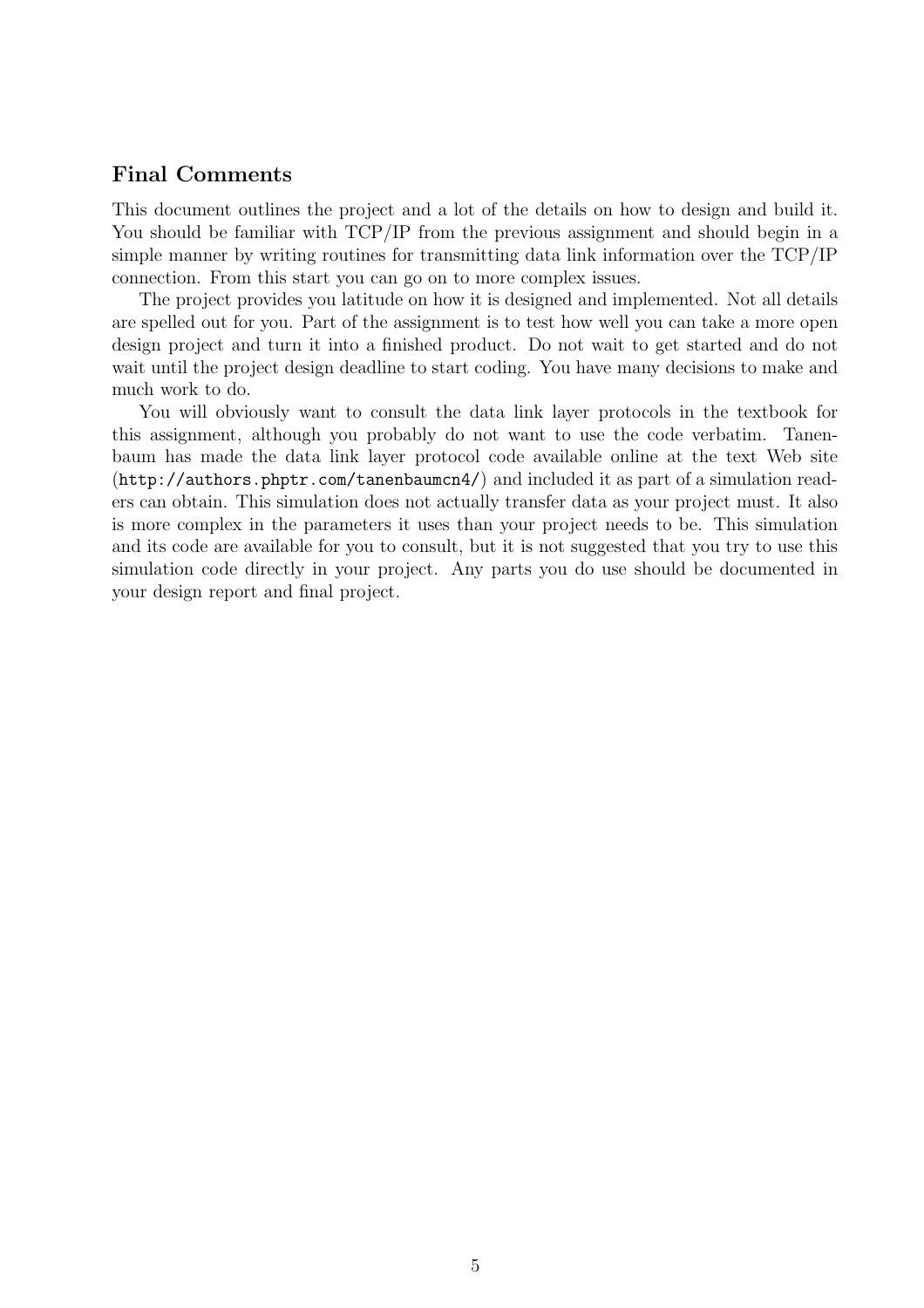## Final Comments

This document outlines the project and a lot of the details on how to design and build it. You should be familiar with TCP/IP from the previous assignment and should begin in a simple manner by writing routines for transmitting data link information over the TCP/IP connection. From this start you can go on to more complex issues.

The project provides you latitude on how it is designed and implemented. Not all details are spelled out for you. Part of the assignment is to test how well you can take a more open design project and turn it into a finished product. Do not wait to get started and do not wait until the project design deadline to start coding. You have many decisions to make and much work to do.

You will obviously want to consult the data link layer protocols in the textbook for this assignment, although you probably do not want to use the code verbatim. Tanenbaum has made the data link layer protocol code available online at the text Web site (`http://authors.phptr.com/tanenbaumcn4/`) and included it as part of a simulation readers can obtain. This simulation does not actually transfer data as your project must. It also is more complex in the parameters it uses than your project needs to be. This simulation and its code are available for you to consult, but it is not suggested that you try to use this simulation code directly in your project. Any parts you do use should be documented in your design report and final project.